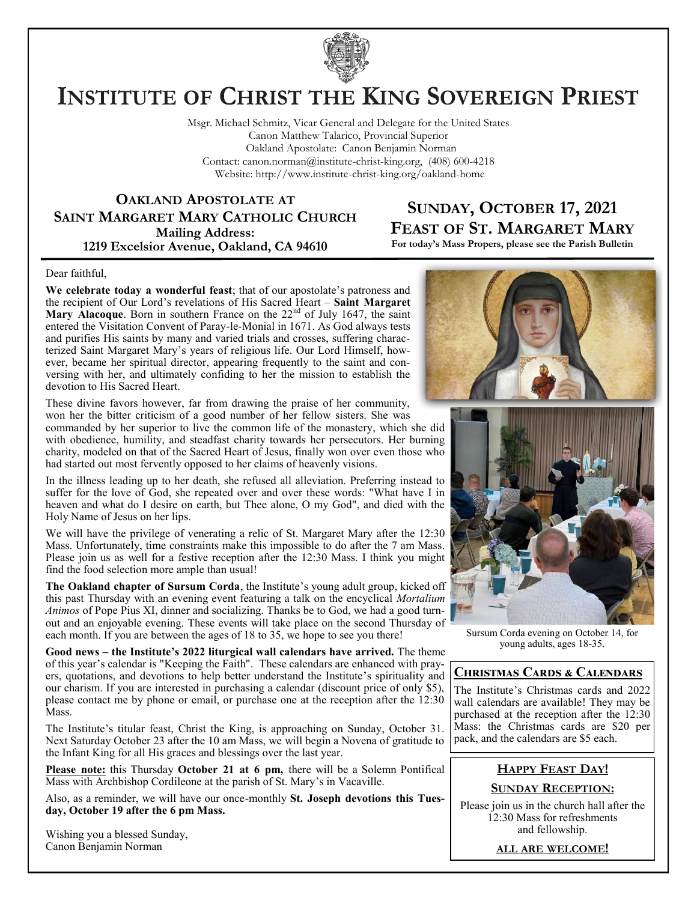# Institute of Christ the King Sovereign Priest

Msgr. Michael Schmitz, Vicar General and Delegate for the United States
Canon Matthew Talarico, Provincial Superior
Oakland Apostolate: Canon Benjamin Norman
Contact: canon.norman@institute-christ-king.org, (408) 600-4218
Website: http://www.institute-christ-king.org/oakland-home

## Oakland Apostolate at Saint Margaret Mary Catholic Church

**Mailing Address:**
**1219 Excelsior Avenue, Oakland, CA 94610**

## Sunday, October 17, 2021
## Feast of St. Margaret Mary

**For today's Mass Propers, please see the Parish Bulletin**

Dear faithful,

**We celebrate today a wonderful feast**; that of our apostolate's patroness and the recipient of Our Lord's revelations of His Sacred Heart – **Saint Margaret Mary Alacoque**. Born in southern France on the 22nd of July 1647, the saint entered the Visitation Convent of Paray-le-Monial in 1671. As God always tests and purifies His saints by many and varied trials and crosses, suffering characterized Saint Margaret Mary's years of religious life. Our Lord Himself, however, became her spiritual director, appearing frequently to the saint and conversing with her, and ultimately confiding to her the mission to establish the devotion to His Sacred Heart.

These divine favors however, far from drawing the praise of her community, won her the bitter criticism of a good number of her fellow sisters. She was commanded by her superior to live the common life of the monastery, which she did with obedience, humility, and steadfast charity towards her persecutors. Her burning charity, modeled on that of the Sacred Heart of Jesus, finally won over even those who had started out most fervently opposed to her claims of heavenly visions.

In the illness leading up to her death, she refused all alleviation. Preferring instead to suffer for the love of God, she repeated over and over these words: "What have I in heaven and what do I desire on earth, but Thee alone, O my God", and died with the Holy Name of Jesus on her lips.

We will have the privilege of venerating a relic of St. Margaret Mary after the 12:30 Mass. Unfortunately, time constraints make this impossible to do after the 7 am Mass. Please join us as well for a festive reception after the 12:30 Mass. I think you might find the food selection more ample than usual!

**The Oakland chapter of Sursum Corda**, the Institute's young adult group, kicked off this past Thursday with an evening event featuring a talk on the encyclical *Mortalium Animos* of Pope Pius XI, dinner and socializing. Thanks be to God, we had a good turnout and an enjoyable evening. These events will take place on the second Thursday of each month. If you are between the ages of 18 to 35, we hope to see you there!

Sursum Corda evening on October 14, for young adults, ages 18-35.

**Good news – the Institute's 2022 liturgical wall calendars have arrived.** The theme of this year's calendar is "Keeping the Faith". These calendars are enhanced with prayers, quotations, and devotions to help better understand the Institute's spirituality and our charism. If you are interested in purchasing a calendar (discount price of only $5), please contact me by phone or email, or purchase one at the reception after the 12:30 Mass.

The Institute's titular feast, Christ the King, is approaching on Sunday, October 31. Next Saturday October 23 after the 10 am Mass, we will begin a Novena of gratitude to the Infant King for all His graces and blessings over the last year.

**Please note:** this Thursday **October 21 at 6 pm,** there will be a Solemn Pontifical Mass with Archbishop Cordileone at the parish of St. Mary's in Vacaville.

Also, as a reminder, we will have our once-monthly **St. Joseph devotions this Tuesday, October 19 after the 6 pm Mass.**

Wishing you a blessed Sunday,
Canon Benjamin Norman

### Christmas Cards & Calendars

The Institute's Christmas cards and 2022 wall calendars are available! They may be purchased at the reception after the 12:30 Mass: the Christmas cards are $20 per pack, and the calendars are $5 each.

### Happy Feast Day!

### Sunday Reception:

Please join us in the church hall after the 12:30 Mass for refreshments and fellowship.

**ALL ARE WELCOME!**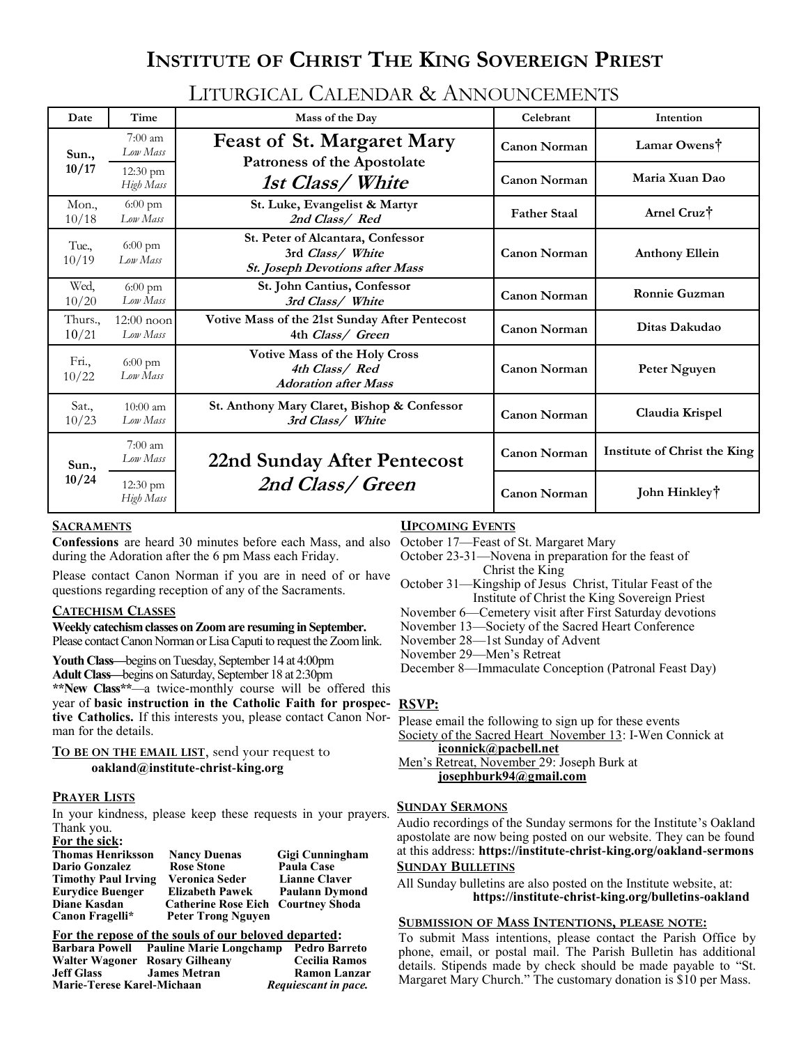# Institute of Christ The King Sovereign Priest

## Liturgical Calendar & Announcements

| Date | Time | Mass of the Day | Celebrant | Intention |
|---|---|---|---|---|
| **Sun., 10/17** | 7:00 am *Low Mass* | **Feast of St. Margaret Mary** **Patroness of the Apostolate** ***1st Class/ White*** | **Canon Norman** | **Lamar Owens†** |
| | 12:30 pm *High Mass* | | **Canon Norman** | **Maria Xuan Dao** |
| Mon., 10/18 | 6:00 pm *Low Mass* | **St. Luke, Evangelist & Martyr** ***2nd Class/ Red*** | **Father Staal** | **Arnel Cruz†** |
| Tue., 10/19 | 6:00 pm *Low Mass* | **St. Peter of Alcantara, Confessor** **3rd *Class/ White*** ***St. Joseph Devotions after Mass*** | **Canon Norman** | **Anthony Ellein** |
| Wed, 10/20 | 6:00 pm *Low Mass* | **St. John Cantius, Confessor** ***3rd Class/ White*** | **Canon Norman** | **Ronnie Guzman** |
| Thurs., 10/21 | 12:00 noon *Low Mass* | **Votive Mass of the 21st Sunday After Pentecost** **4th *Class/ Green*** | **Canon Norman** | **Ditas Dakudao** |
| Fri., 10/22 | 6:00 pm *Low Mass* | **Votive Mass of the Holy Cross** ***4th Class/ Red*** ***Adoration after Mass*** | **Canon Norman** | **Peter Nguyen** |
| Sat., 10/23 | 10:00 am *Low Mass* | **St. Anthony Mary Claret, Bishop & Confessor** ***3rd Class/ White*** | **Canon Norman** | **Claudia Krispel** |
| **Sun., 10/24** | 7:00 am *Low Mass* | **22nd Sunday After Pentecost** ***2nd Class/ Green*** | **Canon Norman** | **Institute of Christ the King** |
| | 12:30 pm *High Mass* | | **Canon Norman** | **John Hinkley†** |

### Sacraments

**Confessions** are heard 30 minutes before each Mass, and also during the Adoration after the 6 pm Mass each Friday.

Please contact Canon Norman if you are in need of or have questions regarding reception of any of the Sacraments.

### Catechism Classes

**Weekly catechism classes on Zoom are resuming in September.**
Please contact Canon Norman or Lisa Caputi to request the Zoom link.

**Youth Class**—begins on Tuesday, September 14 at 4:00pm
**Adult Class**—begins on Saturday, September 18 at 2:30pm
**\*\*New Class\*\***—a twice-monthly course will be offered this year of **basic instruction in the Catholic Faith for prospective Catholics.** If this interests you, please contact Canon Norman for the details.

**To be on the email list**, send your request to
**oakland@institute-christ-king.org**

### Prayer Lists

In your kindness, please keep these requests in your prayers. Thank you.

**For the sick:**

| | | |
|---|---|---|
| **Thomas Henriksson** | **Nancy Duenas** | **Gigi Cunningham** |
| **Dario Gonzalez** | **Rose Stone** | **Paula Case** |
| **Timothy Paul Irving** | **Veronica Seder** | **Lianne Claver** |
| **Eurydice Buenger** | **Elizabeth Pawek** | **Paulann Dymond** |
| **Diane Kasdan** | **Catherine Rose Eich** | **Courtney Shoda** |
| **Canon Fragelli*** | **Peter Trong Nguyen** | |

**For the repose of the souls of our beloved departed:**

| | | |
|---|---|---|
| **Barbara Powell** | **Pauline Marie Longchamp** | **Pedro Barreto** |
| **Walter Wagoner** | **Rosary Gilheany** | **Cecilia Ramos** |
| **Jeff Glass** | **James Metran** | **Ramon Lanzar** |
| **Marie-Terese Karel-Michaan** | | ***Requiescant in pace.*** |

### Upcoming Events

October 17—Feast of St. Margaret Mary
October 23-31—Novena in preparation for the feast of Christ the King
October 31—Kingship of Jesus Christ, Titular Feast of the Institute of Christ the King Sovereign Priest
November 6—Cemetery visit after First Saturday devotions
November 13—Society of the Sacred Heart Conference
November 28—1st Sunday of Advent
November 29—Men's Retreat
December 8—Immaculate Conception (Patronal Feast Day)

### RSVP:

Please email the following to sign up for these events
Society of the Sacred Heart November 13: I-Wen Connick at **iconnick@pacbell.net**
Men's Retreat, November 29: Joseph Burk at **josephburk94@gmail.com**

### Sunday Sermons

Audio recordings of the Sunday sermons for the Institute's Oakland apostolate are now being posted on our website. They can be found at this address: **https://institute-christ-king.org/oakland-sermons**

### Sunday Bulletins

All Sunday bulletins are also posted on the Institute website, at:
**https://institute-christ-king.org/bulletins-oakland**

### Submission of Mass Intentions, please note:

To submit Mass intentions, please contact the Parish Office by phone, email, or postal mail. The Parish Bulletin has additional details. Stipends made by check should be made payable to "St. Margaret Mary Church." The customary donation is $10 per Mass.